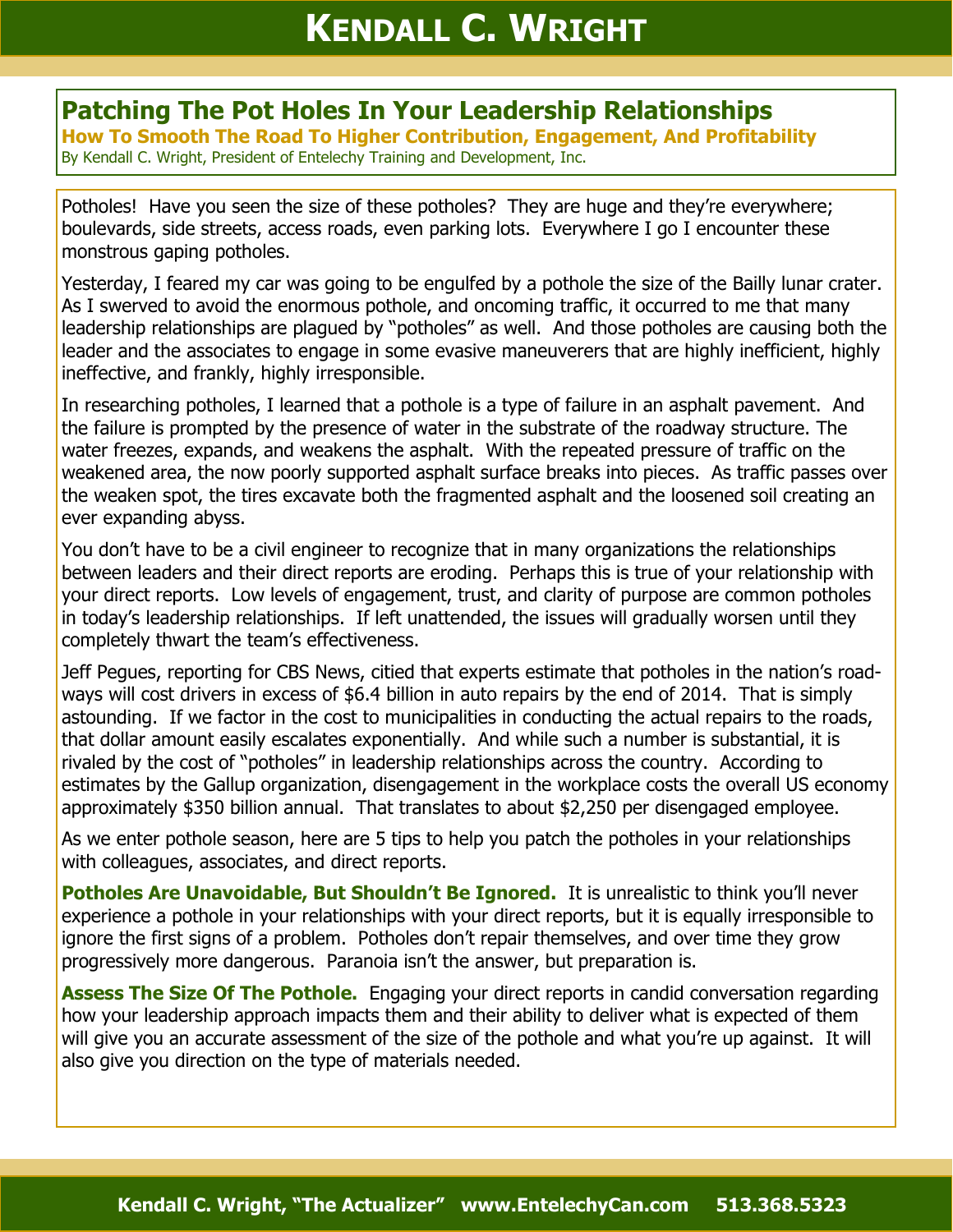# Patching The Pot Holes In Your Leadership Relationships

## How To Smooth The Road To Higher Contribution, Engagement, And Profitability

By Kendall C. Wright, President of Entelechy Training and Development, Inc.

Potholes! Have you seen the size of these potholes? They are huge and they're everywhere; boulevards, side streets, access roads, even parking lots. Everywhere I go I encounter these monstrous gaping potholes.

Yesterday, I feared my car was going to be engulfed by a pothole the size of the Bailly lunar crater. As I swerved to avoid the enormous pothole, and oncoming traffic, it occurred to me that many leadership relationships are plagued by "potholes" as well. And those potholes are causing both the leader and the associates to engage in some evasive maneuverers that are highly inefficient, highly ineffective, and frankly, highly irresponsible.

In researching potholes, I learned that a pothole is a type of failure in an asphalt pavement. And the failure is prompted by the presence of water in the substrate of the roadway structure. The water freezes, expands, and weakens the asphalt. With the repeated pressure of traffic on the weakened area, the now poorly supported asphalt surface breaks into pieces. As traffic passes over the weaken spot, the tires excavate both the fragmented asphalt and the loosened soil creating an ever expanding abyss.

You don't have to be a civil engineer to recognize that in many organizations the relationships between leaders and their direct reports are eroding. Perhaps this is true of your relationship with your direct reports. Low levels of engagement, trust, and clarity of purpose are common potholes in today's leadership relationships. If left unattended, the issues will gradually worsen until they completely thwart the team's effectiveness.

Jeff Pegues, reporting for CBS News, citied that experts estimate that potholes in the nation's road-ways will cost drivers in excess of $6.4 billion in auto repairs by the end of 2014. That is simply astounding. If we factor in the cost to municipalities in conducting the actual repairs to the roads, that dollar amount easily escalates exponentially. And while such a number is substantial, it is rivaled by the cost of "potholes" in leadership relationships across the country. According to estimates by the Gallup organization, disengagement in the workplace costs the overall US economy approximately $350 billion annual. That translates to about $2,250 per disengaged employee.

As we enter pothole season, here are 5 tips to help you patch the potholes in your relationships with colleagues, associates, and direct reports.

**Potholes Are Unavoidable, But Shouldn't Be Ignored.** It is unrealistic to think you'll never experience a pothole in your relationships with your direct reports, but it is equally irresponsible to ignore the first signs of a problem. Potholes don't repair themselves, and over time they grow progressively more dangerous. Paranoia isn't the answer, but preparation is.

**Assess The Size Of The Pothole.** Engaging your direct reports in candid conversation regarding how your leadership approach impacts them and their ability to deliver what is expected of them will give you an accurate assessment of the size of the pothole and what you're up against. It will also give you direction on the type of materials needed.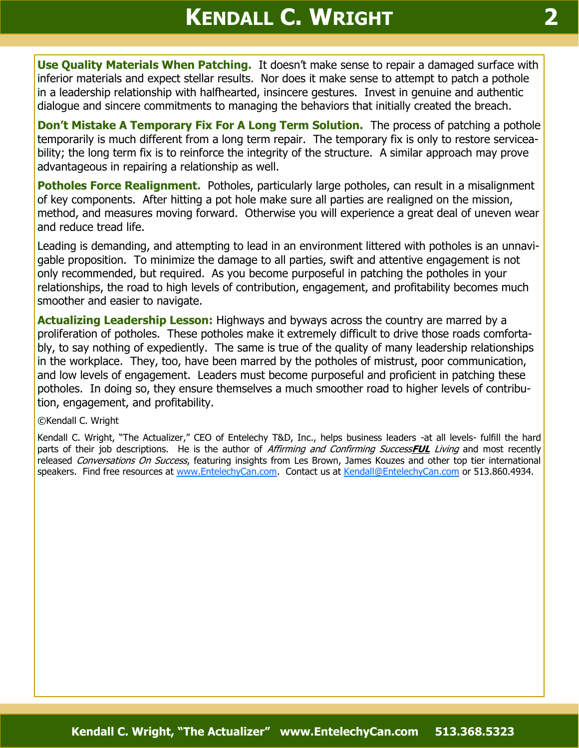**Use Quality Materials When Patching.** It doesn't make sense to repair a damaged surface with inferior materials and expect stellar results. Nor does it make sense to attempt to patch a pothole in a leadership relationship with halfhearted, insincere gestures. Invest in genuine and authentic dialogue and sincere commitments to managing the behaviors that initially created the breach.

**Don't Mistake A Temporary Fix For A Long Term Solution.** The process of patching a pothole temporarily is much different from a long term repair. The temporary fix is only to restore serviceability; the long term fix is to reinforce the integrity of the structure. A similar approach may prove advantageous in repairing a relationship as well.

**Potholes Force Realignment.** Potholes, particularly large potholes, can result in a misalignment of key components. After hitting a pot hole make sure all parties are realigned on the mission, method, and measures moving forward. Otherwise you will experience a great deal of uneven wear and reduce tread life.

Leading is demanding, and attempting to lead in an environment littered with potholes is an unnavigable proposition. To minimize the damage to all parties, swift and attentive engagement is not only recommended, but required. As you become purposeful in patching the potholes in your relationships, the road to high levels of contribution, engagement, and profitability becomes much smoother and easier to navigate.

**Actualizing Leadership Lesson:** Highways and byways across the country are marred by a proliferation of potholes. These potholes make it extremely difficult to drive those roads comfortably, to say nothing of expediently. The same is true of the quality of many leadership relationships in the workplace. They, too, have been marred by the potholes of mistrust, poor communication, and low levels of engagement. Leaders must become purposeful and proficient in patching these potholes. In doing so, they ensure themselves a much smoother road to higher levels of contribution, engagement, and profitability.

©Kendall C. Wright

Kendall C. Wright, "The Actualizer," CEO of Entelechy T&D, Inc., helps business leaders -at all levels- fulfill the hard parts of their job descriptions. He is the author of *Affirming and Confirming Success**FUL** Living* and most recently released *Conversations On Success*, featuring insights from Les Brown, James Kouzes and other top tier international speakers. Find free resources at www.EntelechyCan.com. Contact us at Kendall@EntelechyCan.com or 513.860.4934.